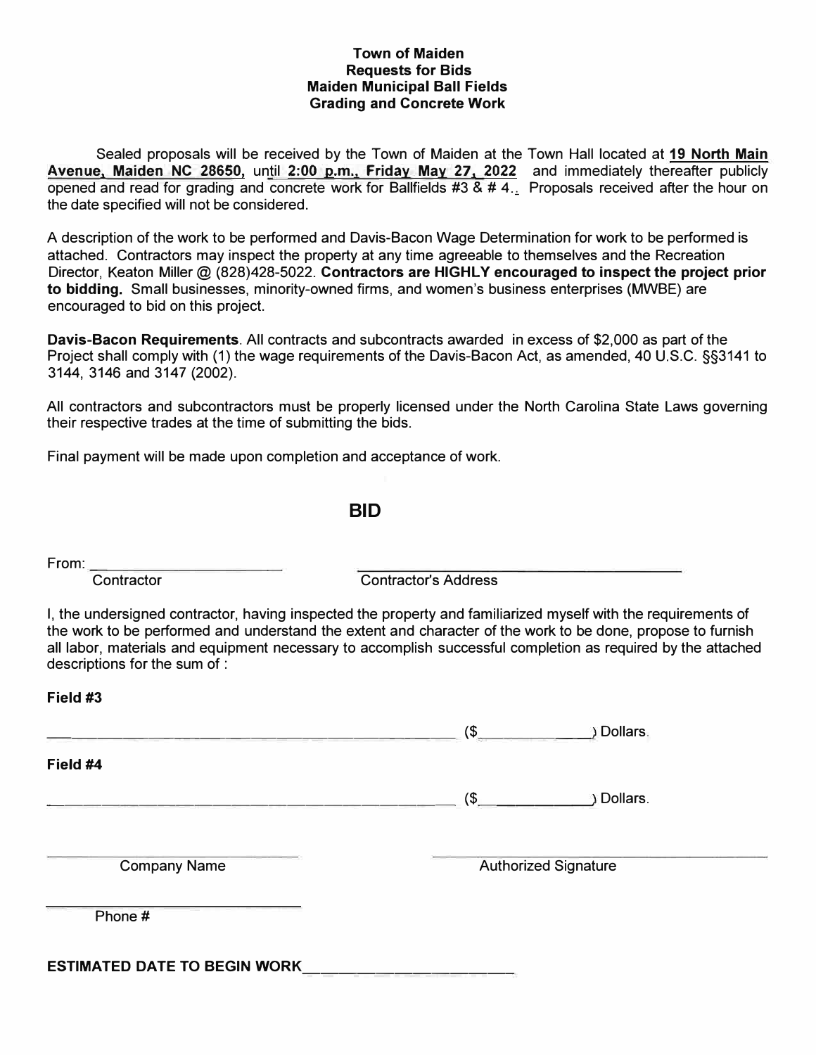**Town of Maiden**
**Requests for Bids**
**Maiden Municipal Ball Fields**
**Grading and Concrete Work**

Sealed proposals will be received by the Town of Maiden at the Town Hall located at **19 North Main Avenue, Maiden NC 28650,** until **2:00 p.m., Friday May 27, 2022** and immediately thereafter publicly opened and read for grading and concrete work for Ballfields #3 & # 4.. Proposals received after the hour on the date specified will not be considered.

A description of the work to be performed and Davis-Bacon Wage Determination for work to be performed is attached. Contractors may inspect the property at any time agreeable to themselves and the Recreation Director, Keaton Miller @ (828)428-5022. **Contractors are HIGHLY encouraged to inspect the project prior to bidding.** Small businesses, minority-owned firms, and women's business enterprises (MWBE) are encouraged to bid on this project.

**Davis-Bacon Requirements**. All contracts and subcontracts awarded in excess of $2,000 as part of the Project shall comply with (1) the wage requirements of the Davis-Bacon Act, as amended, 40 U.S.C. §§3141 to 3144, 3146 and 3147 (2002).

All contractors and subcontractors must be properly licensed under the North Carolina State Laws governing their respective trades at the time of submitting the bids.

Final payment will be made upon completion and acceptance of work.

## BID

From: ______________________ ________________________________________
Contractor Contractor's Address

I, the undersigned contractor, having inspected the property and familiarized myself with the requirements of the work to be performed and understand the extent and character of the work to be done, propose to furnish all labor, materials and equipment necessary to accomplish successful completion as required by the attached descriptions for the sum of :

**Field #3**

______________________________________________ ($______________) Dollars.

**Field #4**

______________________________________________ ($______________) Dollars.

______________________________ ______________________________
Company Name Authorized Signature

______________________________
Phone #

**ESTIMATED DATE TO BEGIN WORK**______________________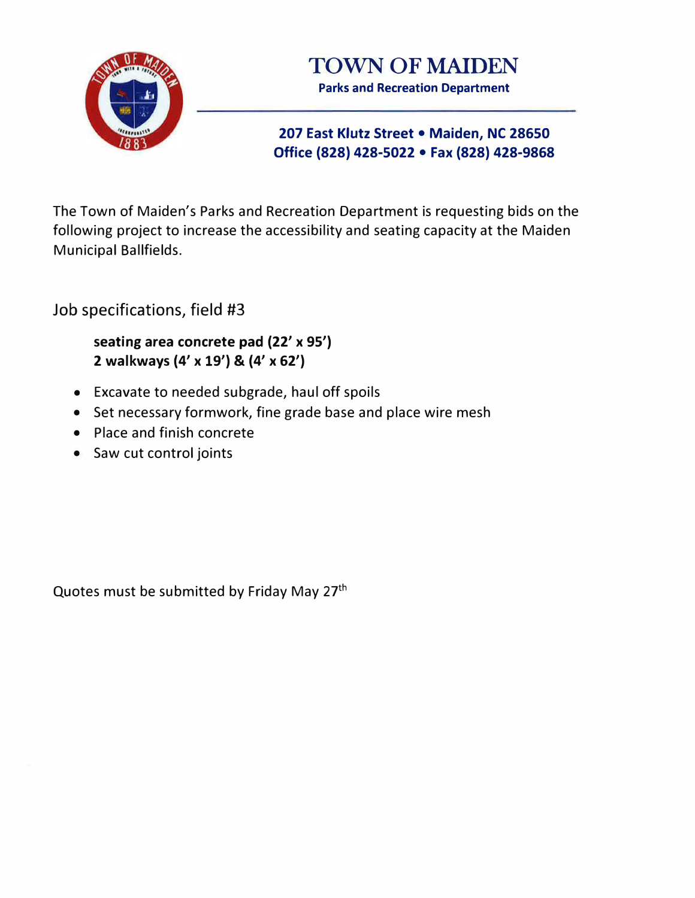# TOWN OF MAIDEN

**Parks and Recreation Department**

**207 East Klutz Street • Maiden, NC 28650**
**Office (828) 428-5022 • Fax (828) 428-9868**

The Town of Maiden's Parks and Recreation Department is requesting bids on the following project to increase the accessibility and seating capacity at the Maiden Municipal Ballfields.

## Job specifications, field #3

**seating area concrete pad (22' x 95')**
**2 walkways (4' x 19') & (4' x 62')**

- Excavate to needed subgrade, haul off spoils
- Set necessary formwork, fine grade base and place wire mesh
- Place and finish concrete
- Saw cut control joints

Quotes must be submitted by Friday May 27th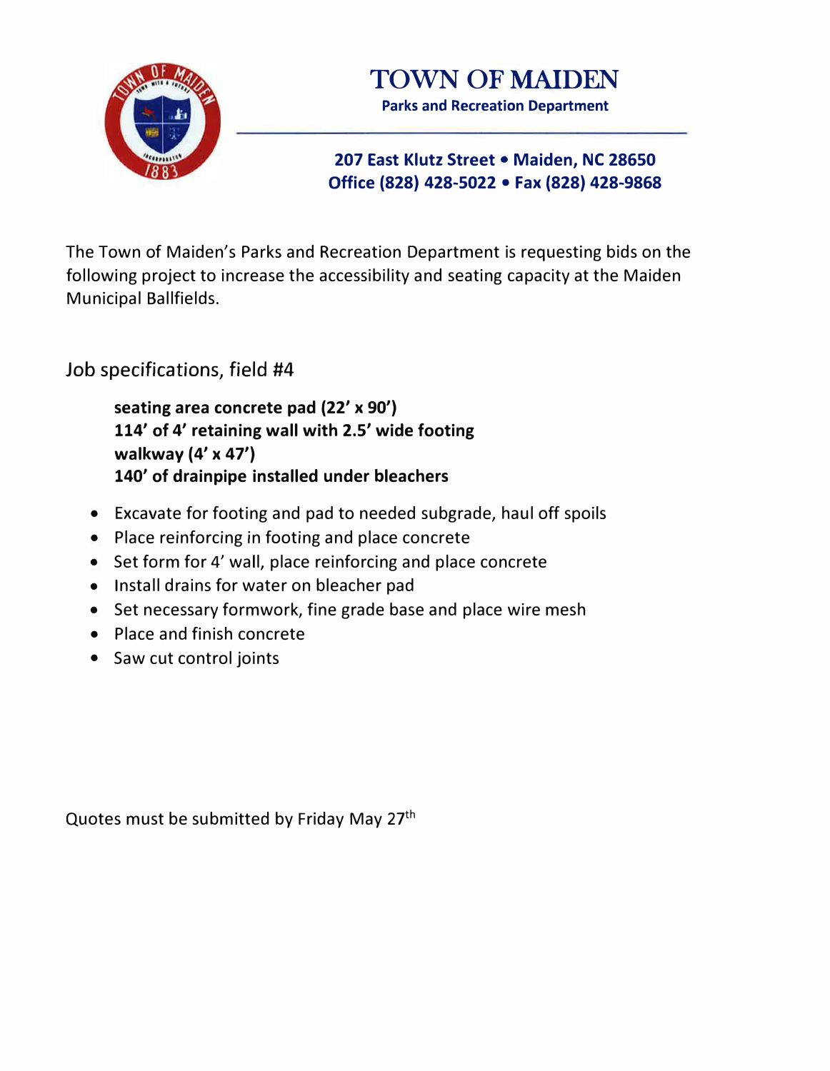# TOWN OF MAIDEN

**Parks and Recreation Department**

**207 East Klutz Street • Maiden, NC 28650**
**Office (828) 428-5022 • Fax (828) 428-9868**

The Town of Maiden's Parks and Recreation Department is requesting bids on the following project to increase the accessibility and seating capacity at the Maiden Municipal Ballfields.

## Job specifications, field #4

**seating area concrete pad (22' x 90')**
**114' of 4' retaining wall with 2.5' wide footing**
**walkway (4' x 47')**
**140' of drainpipe installed under bleachers**

- Excavate for footing and pad to needed subgrade, haul off spoils
- Place reinforcing in footing and place concrete
- Set form for 4' wall, place reinforcing and place concrete
- Install drains for water on bleacher pad
- Set necessary formwork, fine grade base and place wire mesh
- Place and finish concrete
- Saw cut control joints

Quotes must be submitted by Friday May 27th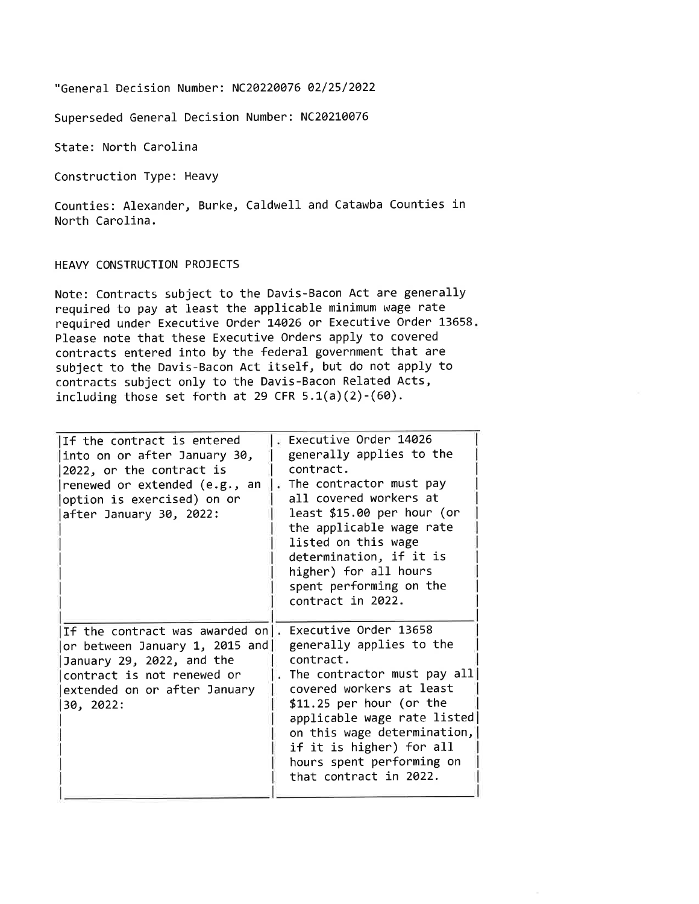"General Decision Number: NC20220076 02/25/2022

Superseded General Decision Number: NC20210076

State: North Carolina

Construction Type: Heavy

Counties: Alexander, Burke, Caldwell and Catawba Counties in North Carolina.

HEAVY CONSTRUCTION PROJECTS

Note: Contracts subject to the Davis-Bacon Act are generally required to pay at least the applicable minimum wage rate required under Executive Order 14026 or Executive Order 13658. Please note that these Executive Orders apply to covered contracts entered into by the federal government that are subject to the Davis-Bacon Act itself, but do not apply to contracts subject only to the Davis-Bacon Related Acts, including those set forth at 29 CFR 5.1(a)(2)-(60).

| | |
|---|---|
| If the contract is entered into on or after January 30, 2022, or the contract is renewed or extended (e.g., an option is exercised) on or after January 30, 2022: | . Executive Order 14026 generally applies to the contract.<br>. The contractor must pay all covered workers at least $15.00 per hour (or the applicable wage rate listed on this wage determination, if it is higher) for all hours spent performing on the contract in 2022. |
| If the contract was awarded on or between January 1, 2015 and January 29, 2022, and the contract is not renewed or extended on or after January 30, 2022: | . Executive Order 13658 generally applies to the contract.<br>. The contractor must pay all covered workers at least $11.25 per hour (or the applicable wage rate listed on this wage determination, if it is higher) for all hours spent performing on that contract in 2022. |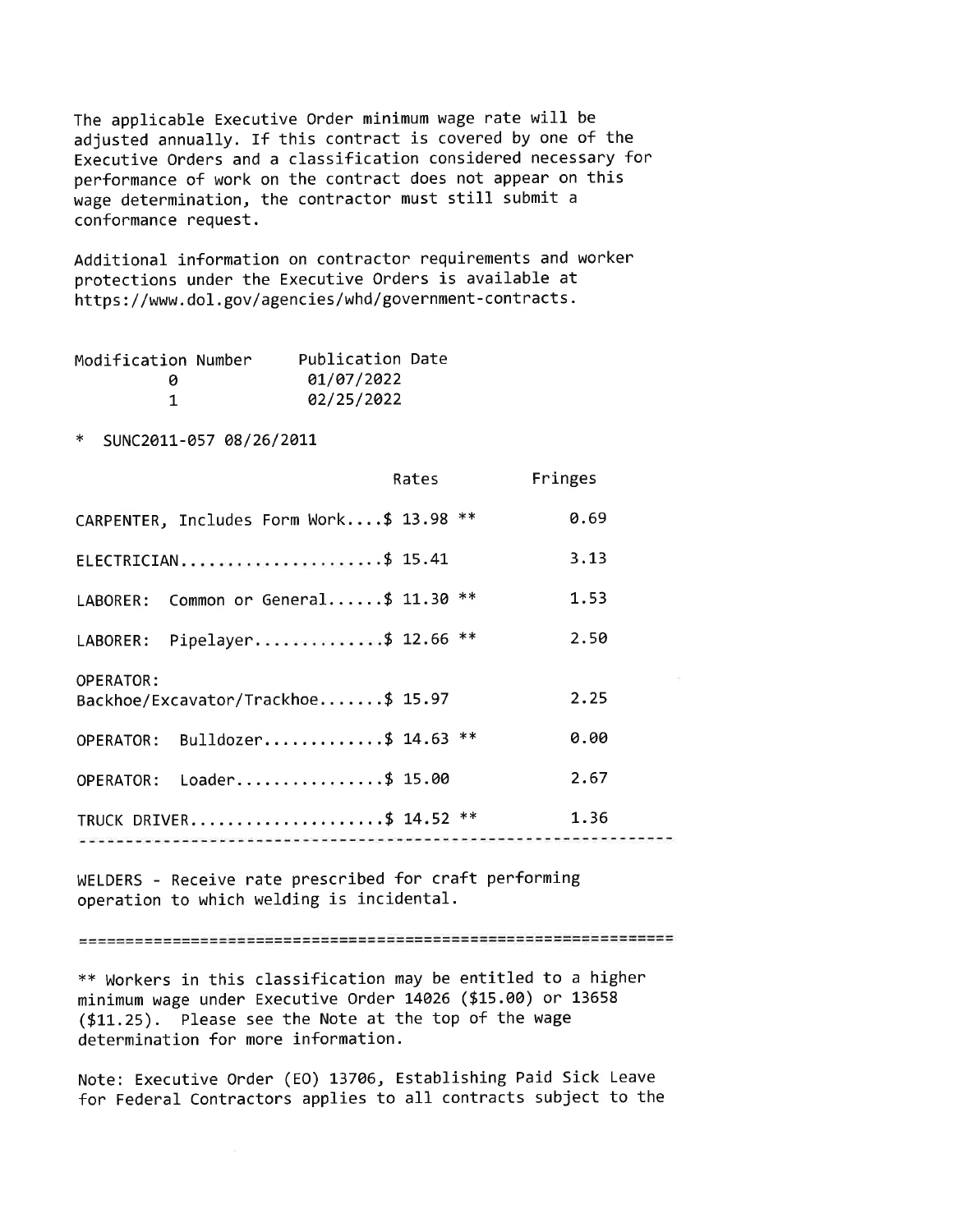The applicable Executive Order minimum wage rate will be adjusted annually. If this contract is covered by one of the Executive Orders and a classification considered necessary for performance of work on the contract does not appear on this wage determination, the contractor must still submit a conformance request.

Additional information on contractor requirements and worker protections under the Executive Orders is available at https://www.dol.gov/agencies/whd/government-contracts.

| Modification Number | Publication Date |
|---|---|
| 0 | 01/07/2022 |
| 1 | 02/25/2022 |

* SUNC2011-057 08/26/2011

| | Rates | Fringes |
|---|---|---|
| CARPENTER, Includes Form Work.... | $ 13.98 ** | 0.69 |
| ELECTRICIAN...................... | $ 15.41 | 3.13 |
| LABORER: Common or General...... | $ 11.30 ** | 1.53 |
| LABORER: Pipelayer.............. | $ 12.66 ** | 2.50 |
| OPERATOR: Backhoe/Excavator/Trackhoe....... | $ 15.97 | 2.25 |
| OPERATOR: Bulldozer............. | $ 14.63 ** | 0.00 |
| OPERATOR: Loader................ | $ 15.00 | 2.67 |
| TRUCK DRIVER..................... | $ 14.52 ** | 1.36 |

---

WELDERS - Receive rate prescribed for craft performing operation to which welding is incidental.

================================================================

** Workers in this classification may be entitled to a higher minimum wage under Executive Order 14026 ($15.00) or 13658 ($11.25). Please see the Note at the top of the wage determination for more information.

Note: Executive Order (EO) 13706, Establishing Paid Sick Leave for Federal Contractors applies to all contracts subject to the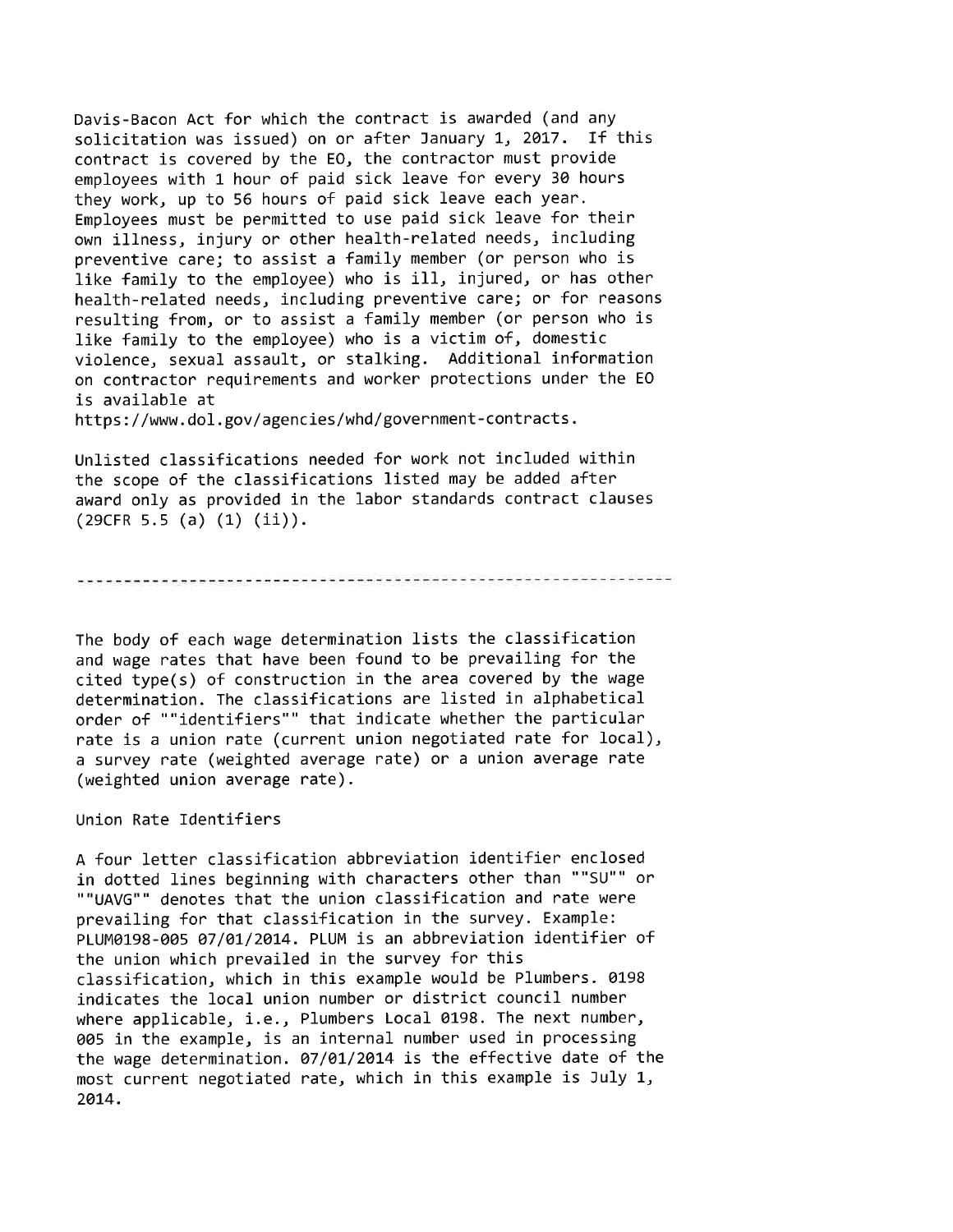Davis-Bacon Act for which the contract is awarded (and any solicitation was issued) on or after January 1, 2017. If this contract is covered by the EO, the contractor must provide employees with 1 hour of paid sick leave for every 30 hours they work, up to 56 hours of paid sick leave each year. Employees must be permitted to use paid sick leave for their own illness, injury or other health-related needs, including preventive care; to assist a family member (or person who is like family to the employee) who is ill, injured, or has other health-related needs, including preventive care; or for reasons resulting from, or to assist a family member (or person who is like family to the employee) who is a victim of, domestic violence, sexual assault, or stalking. Additional information on contractor requirements and worker protections under the EO is available at https://www.dol.gov/agencies/whd/government-contracts.

Unlisted classifications needed for work not included within the scope of the classifications listed may be added after award only as provided in the labor standards contract clauses (29CFR 5.5 (a) (1) (ii)).

----------------------------------------------------------------

The body of each wage determination lists the classification and wage rates that have been found to be prevailing for the cited type(s) of construction in the area covered by the wage determination. The classifications are listed in alphabetical order of ""identifiers"" that indicate whether the particular rate is a union rate (current union negotiated rate for local), a survey rate (weighted average rate) or a union average rate (weighted union average rate).

Union Rate Identifiers

A four letter classification abbreviation identifier enclosed in dotted lines beginning with characters other than ""SU"" or ""UAVG"" denotes that the union classification and rate were prevailing for that classification in the survey. Example: PLUM0198-005 07/01/2014. PLUM is an abbreviation identifier of the union which prevailed in the survey for this classification, which in this example would be Plumbers. 0198 indicates the local union number or district council number where applicable, i.e., Plumbers Local 0198. The next number, 005 in the example, is an internal number used in processing the wage determination. 07/01/2014 is the effective date of the most current negotiated rate, which in this example is July 1, 2014.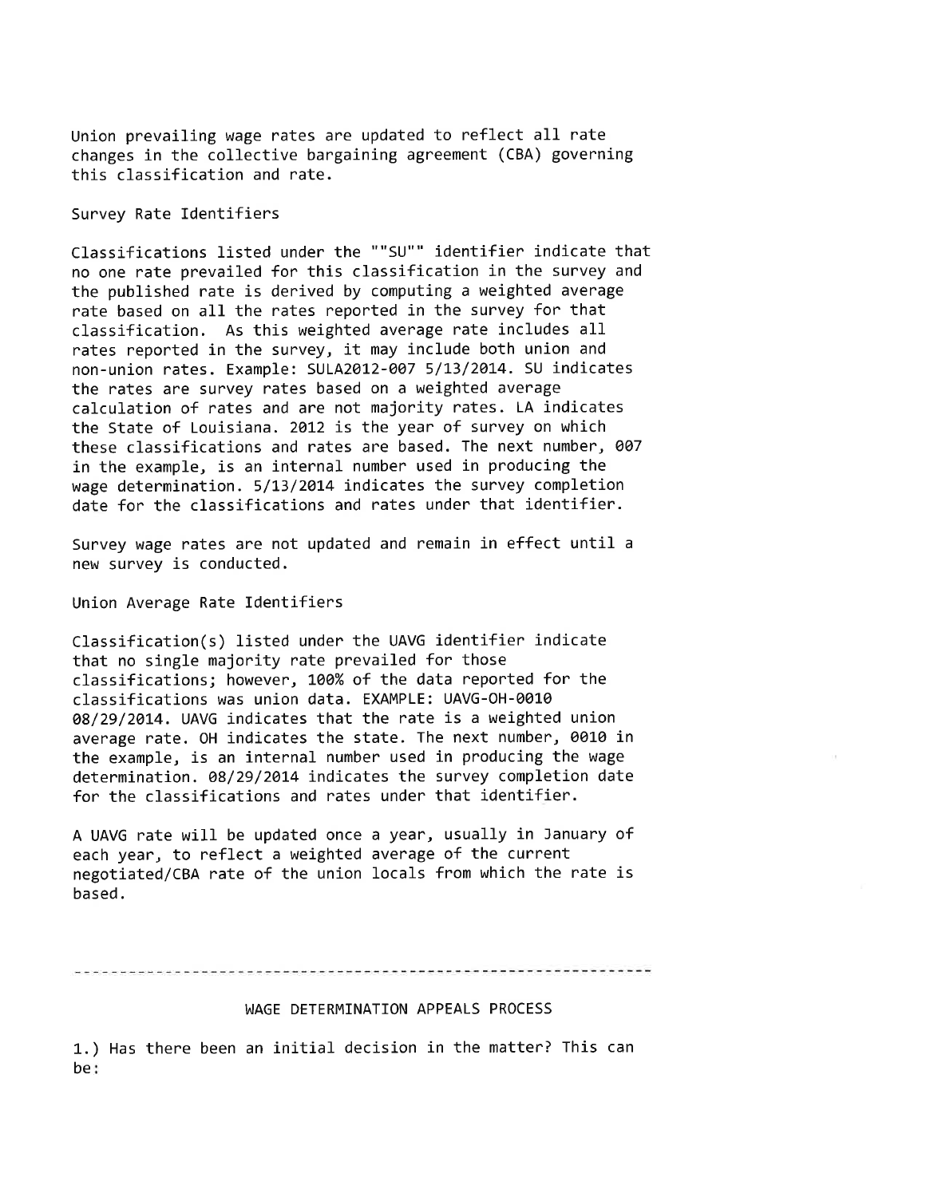Union prevailing wage rates are updated to reflect all rate changes in the collective bargaining agreement (CBA) governing this classification and rate.

Survey Rate Identifiers

Classifications listed under the ""SU"" identifier indicate that no one rate prevailed for this classification in the survey and the published rate is derived by computing a weighted average rate based on all the rates reported in the survey for that classification. As this weighted average rate includes all rates reported in the survey, it may include both union and non-union rates. Example: SULA2012-007 5/13/2014. SU indicates the rates are survey rates based on a weighted average calculation of rates and are not majority rates. LA indicates the State of Louisiana. 2012 is the year of survey on which these classifications and rates are based. The next number, 007 in the example, is an internal number used in producing the wage determination. 5/13/2014 indicates the survey completion date for the classifications and rates under that identifier.

Survey wage rates are not updated and remain in effect until a new survey is conducted.

Union Average Rate Identifiers

Classification(s) listed under the UAVG identifier indicate that no single majority rate prevailed for those classifications; however, 100% of the data reported for the classifications was union data. EXAMPLE: UAVG-OH-0010 08/29/2014. UAVG indicates that the rate is a weighted union average rate. OH indicates the state. The next number, 0010 in the example, is an internal number used in producing the wage determination. 08/29/2014 indicates the survey completion date for the classifications and rates under that identifier.

A UAVG rate will be updated once a year, usually in January of each year, to reflect a weighted average of the current negotiated/CBA rate of the union locals from which the rate is based.

---

WAGE DETERMINATION APPEALS PROCESS

1.) Has there been an initial decision in the matter? This can be: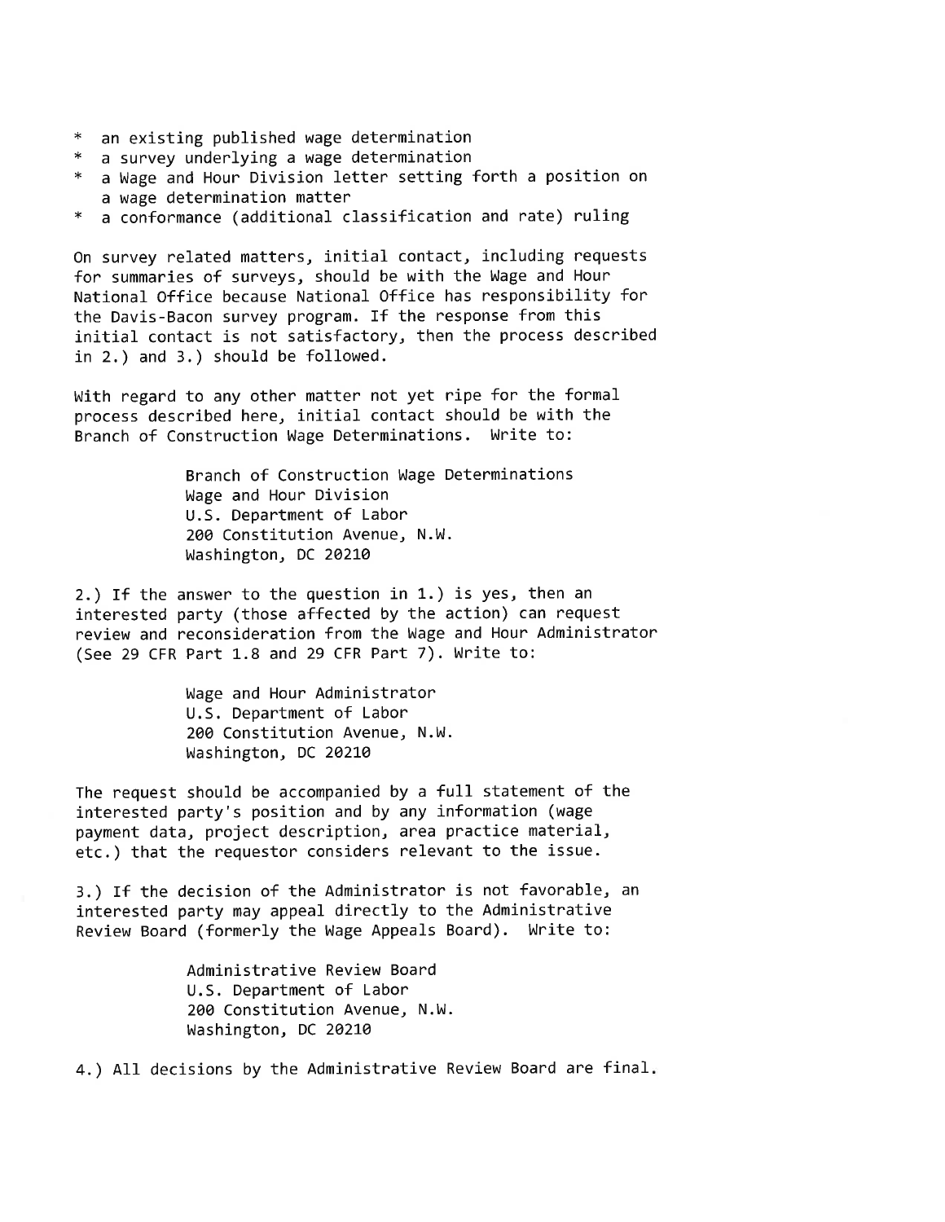* an existing published wage determination
* a survey underlying a wage determination
* a Wage and Hour Division letter setting forth a position on a wage determination matter
* a conformance (additional classification and rate) ruling

On survey related matters, initial contact, including requests for summaries of surveys, should be with the Wage and Hour National Office because National Office has responsibility for the Davis-Bacon survey program. If the response from this initial contact is not satisfactory, then the process described in 2.) and 3.) should be followed.

With regard to any other matter not yet ripe for the formal process described here, initial contact should be with the Branch of Construction Wage Determinations. Write to:

> Branch of Construction Wage Determinations
> Wage and Hour Division
> U.S. Department of Labor
> 200 Constitution Avenue, N.W.
> Washington, DC 20210

2.) If the answer to the question in 1.) is yes, then an interested party (those affected by the action) can request review and reconsideration from the Wage and Hour Administrator (See 29 CFR Part 1.8 and 29 CFR Part 7). Write to:

> Wage and Hour Administrator
> U.S. Department of Labor
> 200 Constitution Avenue, N.W.
> Washington, DC 20210

The request should be accompanied by a full statement of the interested party's position and by any information (wage payment data, project description, area practice material, etc.) that the requestor considers relevant to the issue.

3.) If the decision of the Administrator is not favorable, an interested party may appeal directly to the Administrative Review Board (formerly the Wage Appeals Board). Write to:

> Administrative Review Board
> U.S. Department of Labor
> 200 Constitution Avenue, N.W.
> Washington, DC 20210

4.) All decisions by the Administrative Review Board are final.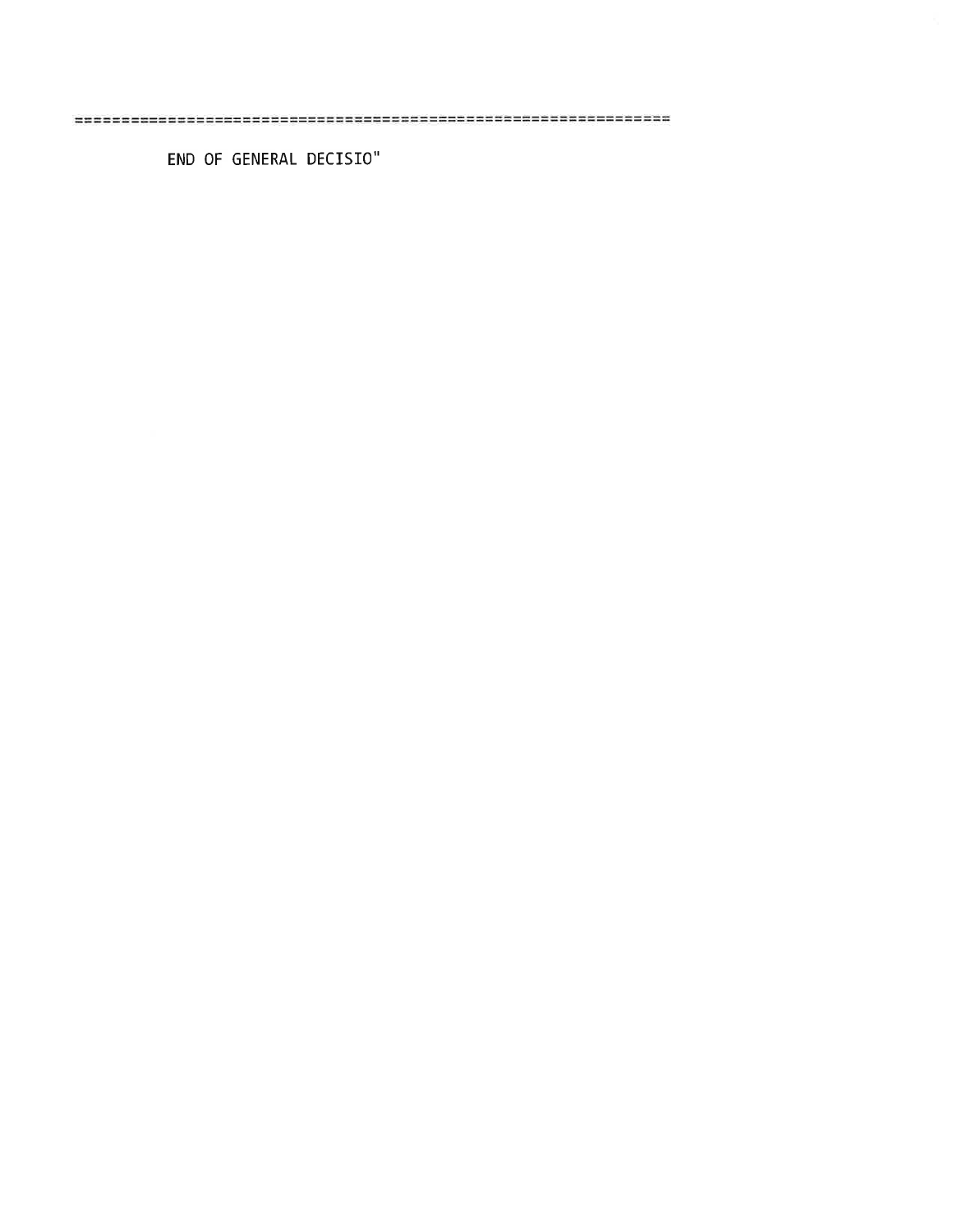================================================================

END OF GENERAL DECISIO"